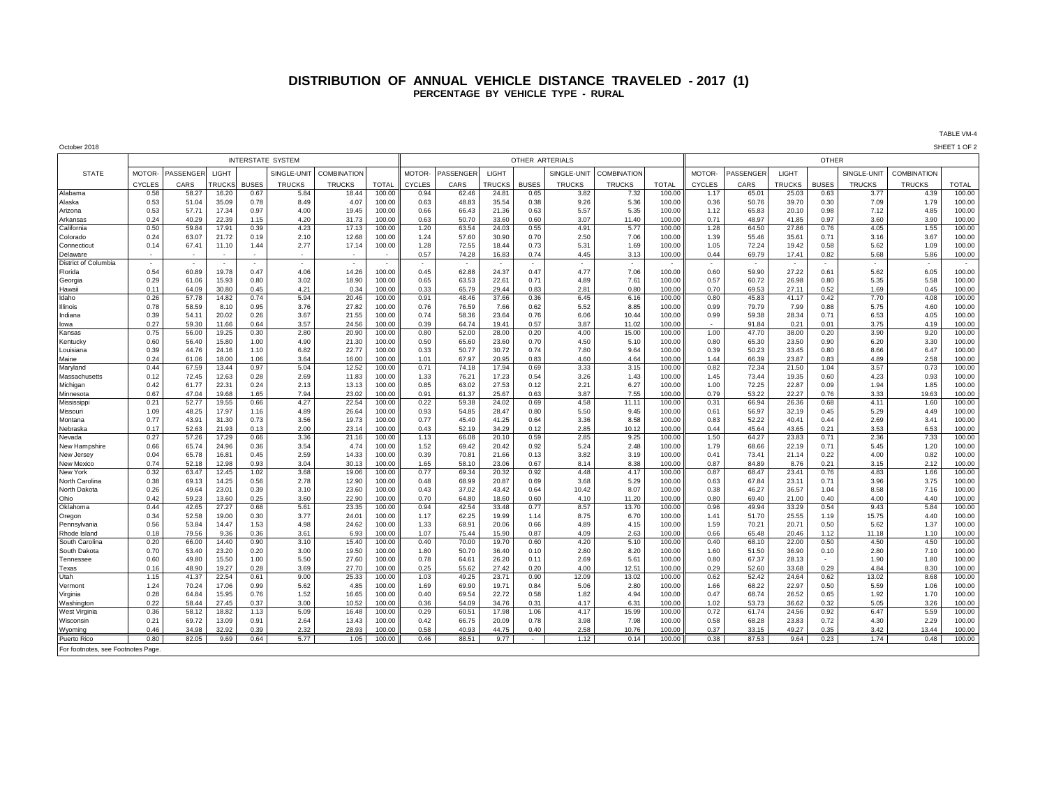# DISTRIBUTION OF ANNUAL VEHICLE DISTANCE TRAVELED - 2017 (1)

## PERCENTAGE BY VEHICLE TYPE - RURAL

TABLE VM-4

October 2018

SHEET 1 OF 2

| STATE | INTERSTATE SYSTEM | | | | | | | OTHER ARTERIALS | | | | | | | OTHER | | | | | | |
|---|---|---|---|---|---|---|---|---|---|---|---|---|---|---|---|---|---|---|---|---|---|
| | MOTOR-CYCLES | PASSENGER CARS | LIGHT TRUCKS | BUSES | SINGLE-UNIT TRUCKS | COMBINATION TRUCKS | TOTAL | MOTOR-CYCLES | PASSENGER CARS | LIGHT TRUCKS | BUSES | SINGLE-UNIT TRUCKS | COMBINATION TRUCKS | TOTAL | MOTOR-CYCLES | PASSENGER CARS | LIGHT TRUCKS | BUSES | SINGLE-UNIT TRUCKS | COMBINATION TRUCKS | TOTAL |
| Alabama | 0.58 | 58.27 | 16.20 | 0.67 | 5.84 | 18.44 | 100.00 | 0.94 | 62.46 | 24.81 | 0.65 | 3.82 | 7.32 | 100.00 | 1.17 | 65.01 | 25.03 | 0.63 | 3.77 | 4.39 | 100.00 |
| Alaska | 0.53 | 51.04 | 35.09 | 0.78 | 8.49 | 4.07 | 100.00 | 0.63 | 48.83 | 35.54 | 0.38 | 9.26 | 5.36 | 100.00 | 0.36 | 50.76 | 39.70 | 0.30 | 7.09 | 1.79 | 100.00 |
| Arizona | 0.53 | 57.71 | 17.34 | 0.97 | 4.00 | 19.45 | 100.00 | 0.66 | 66.43 | 21.36 | 0.63 | 5.57 | 5.35 | 100.00 | 1.12 | 65.83 | 20.10 | 0.98 | 7.12 | 4.85 | 100.00 |
| Arkansas | 0.24 | 40.29 | 22.39 | 1.15 | 4.20 | 31.73 | 100.00 | 0.63 | 50.70 | 33.60 | 0.60 | 3.07 | 11.40 | 100.00 | 0.71 | 48.97 | 41.85 | 0.97 | 3.60 | 3.90 | 100.00 |
| California | 0.50 | 59.84 | 17.91 | 0.39 | 4.23 | 17.13 | 100.00 | 1.20 | 63.54 | 24.03 | 0.55 | 4.91 | 5.77 | 100.00 | 1.28 | 64.50 | 27.86 | 0.76 | 4.05 | 1.55 | 100.00 |
| Colorado | 0.24 | 63.07 | 21.72 | 0.19 | 2.10 | 12.68 | 100.00 | 1.24 | 57.60 | 30.90 | 0.70 | 2.50 | 7.06 | 100.00 | 1.39 | 55.46 | 35.61 | 0.71 | 3.16 | 3.67 | 100.00 |
| Connecticut | 0.14 | 67.41 | 11.10 | 1.44 | 2.77 | 17.14 | 100.00 | 1.28 | 72.55 | 18.44 | 0.73 | 5.31 | 1.69 | 100.00 | 1.05 | 72.24 | 19.42 | 0.58 | 5.62 | 1.09 | 100.00 |
| Delaware | - | - | - | - | - | - | - | 0.57 | 74.28 | 16.83 | 0.74 | 4.45 | 3.13 | 100.00 | 0.44 | 69.79 | 17.41 | 0.82 | 5.68 | 5.86 | 100.00 |
| District of Columbia | - | - | - | - | - | - | - | - | - | - | - | - | - | - | - | - | - | - | - | - | - |
| Florida | 0.54 | 60.89 | 19.78 | 0.47 | 4.06 | 14.26 | 100.00 | 0.45 | 62.88 | 24.37 | 0.47 | 4.77 | 7.06 | 100.00 | 0.60 | 59.90 | 27.22 | 0.61 | 5.62 | 6.05 | 100.00 |
| Georgia | 0.29 | 61.06 | 15.93 | 0.80 | 3.02 | 18.90 | 100.00 | 0.65 | 63.53 | 22.61 | 0.71 | 4.89 | 7.61 | 100.00 | 0.57 | 60.72 | 26.98 | 0.80 | 5.35 | 5.58 | 100.00 |
| Hawaii | 0.11 | 64.09 | 30.80 | 0.45 | 4.21 | 0.34 | 100.00 | 0.33 | 65.79 | 29.44 | 0.83 | 2.81 | 0.80 | 100.00 | 0.70 | 69.53 | 27.11 | 0.52 | 1.69 | 0.45 | 100.00 |
| Idaho | 0.26 | 57.78 | 14.82 | 0.74 | 5.94 | 20.46 | 100.00 | 0.91 | 48.46 | 37.66 | 0.36 | 6.45 | 6.16 | 100.00 | 0.80 | 45.83 | 41.17 | 0.42 | 7.70 | 4.08 | 100.00 |
| Illinois | 0.78 | 58.59 | 8.10 | 0.95 | 3.76 | 27.82 | 100.00 | 0.76 | 76.59 | 7.66 | 0.62 | 5.52 | 8.85 | 100.00 | 0.99 | 79.79 | 7.99 | 0.88 | 5.75 | 4.60 | 100.00 |
| Indiana | 0.39 | 54.11 | 20.02 | 0.26 | 3.67 | 21.55 | 100.00 | 0.74 | 58.36 | 23.64 | 0.76 | 6.06 | 10.44 | 100.00 | 0.99 | 59.38 | 28.34 | 0.71 | 6.53 | 4.05 | 100.00 |
| Iowa | 0.27 | 59.30 | 11.66 | 0.64 | 3.57 | 24.56 | 100.00 | 0.39 | 64.74 | 19.41 | 0.57 | 3.87 | 11.02 | 100.00 | - | 91.84 | 0.21 | 0.01 | 3.75 | 4.19 | 100.00 |
| Kansas | 0.75 | 56.00 | 19.25 | 0.30 | 2.80 | 20.90 | 100.00 | 0.80 | 52.00 | 28.00 | 0.20 | 4.00 | 15.00 | 100.00 | 1.00 | 47.70 | 38.00 | 0.20 | 3.90 | 9.20 | 100.00 |
| Kentucky | 0.60 | 56.40 | 15.80 | 1.00 | 4.90 | 21.30 | 100.00 | 0.50 | 65.60 | 23.60 | 0.70 | 4.50 | 5.10 | 100.00 | 0.80 | 65.30 | 23.50 | 0.90 | 6.20 | 3.30 | 100.00 |
| Louisiana | 0.39 | 44.76 | 24.16 | 1.10 | 6.82 | 22.77 | 100.00 | 0.33 | 50.77 | 30.72 | 0.74 | 7.80 | 9.64 | 100.00 | 0.39 | 50.23 | 33.45 | 0.80 | 8.66 | 6.47 | 100.00 |
| Maine | 0.24 | 61.06 | 18.00 | 1.06 | 3.64 | 16.00 | 100.00 | 1.01 | 67.97 | 20.95 | 0.83 | 4.60 | 4.64 | 100.00 | 1.44 | 66.39 | 23.87 | 0.83 | 4.89 | 2.58 | 100.00 |
| Maryland | 0.44 | 67.59 | 13.44 | 0.97 | 5.04 | 12.52 | 100.00 | 0.71 | 74.18 | 17.94 | 0.69 | 3.33 | 3.15 | 100.00 | 0.82 | 72.34 | 21.50 | 1.04 | 3.57 | 0.73 | 100.00 |
| Massachusetts | 0.12 | 72.45 | 12.63 | 0.28 | 2.69 | 11.83 | 100.00 | 1.33 | 76.21 | 17.23 | 0.54 | 3.26 | 1.43 | 100.00 | 1.45 | 73.44 | 19.35 | 0.60 | 4.23 | 0.93 | 100.00 |
| Michigan | 0.42 | 61.77 | 22.31 | 0.24 | 2.13 | 13.13 | 100.00 | 0.85 | 63.02 | 27.53 | 0.12 | 2.21 | 6.27 | 100.00 | 1.00 | 72.25 | 22.87 | 0.09 | 1.94 | 1.85 | 100.00 |
| Minnesota | 0.67 | 47.04 | 19.68 | 1.65 | 7.94 | 23.02 | 100.00 | 0.91 | 61.37 | 25.67 | 0.63 | 3.87 | 7.55 | 100.00 | 0.79 | 53.22 | 22.27 | 0.76 | 3.33 | 19.63 | 100.00 |
| Mississippi | 0.21 | 52.77 | 19.55 | 0.66 | 4.27 | 22.54 | 100.00 | 0.22 | 59.38 | 24.02 | 0.69 | 4.58 | 11.11 | 100.00 | 0.31 | 66.94 | 26.36 | 0.68 | 4.11 | 1.60 | 100.00 |
| Missouri | 1.09 | 48.25 | 17.97 | 1.16 | 4.89 | 26.64 | 100.00 | 0.93 | 54.85 | 28.47 | 0.80 | 5.50 | 9.45 | 100.00 | 0.61 | 56.97 | 32.19 | 0.45 | 5.29 | 4.49 | 100.00 |
| Montana | 0.77 | 43.91 | 31.30 | 0.73 | 3.56 | 19.73 | 100.00 | 0.77 | 45.40 | 41.25 | 0.64 | 3.36 | 8.58 | 100.00 | 0.83 | 52.22 | 40.41 | 0.44 | 2.69 | 3.41 | 100.00 |
| Nebraska | 0.17 | 52.63 | 21.93 | 0.13 | 2.00 | 23.14 | 100.00 | 0.43 | 52.19 | 34.29 | 0.12 | 2.85 | 10.12 | 100.00 | 0.44 | 45.64 | 43.65 | 0.21 | 3.53 | 6.53 | 100.00 |
| Nevada | 0.27 | 57.26 | 17.29 | 0.66 | 3.36 | 21.16 | 100.00 | 1.13 | 66.08 | 20.10 | 0.59 | 2.85 | 9.25 | 100.00 | 1.50 | 64.27 | 23.83 | 0.71 | 2.36 | 7.33 | 100.00 |
| New Hampshire | 0.66 | 65.74 | 24.96 | 0.36 | 3.54 | 4.74 | 100.00 | 1.52 | 69.42 | 20.42 | 0.92 | 5.24 | 2.48 | 100.00 | 1.79 | 68.66 | 22.19 | 0.71 | 5.45 | 1.20 | 100.00 |
| New Jersey | 0.04 | 65.78 | 16.81 | 0.45 | 2.59 | 14.33 | 100.00 | 0.39 | 70.81 | 21.66 | 0.13 | 3.82 | 3.19 | 100.00 | 0.41 | 73.41 | 21.14 | 0.22 | 4.00 | 0.82 | 100.00 |
| New Mexico | 0.74 | 52.18 | 12.98 | 0.93 | 3.04 | 30.13 | 100.00 | 1.65 | 58.10 | 23.06 | 0.67 | 8.14 | 8.38 | 100.00 | 0.87 | 84.89 | 8.76 | 0.21 | 3.15 | 2.12 | 100.00 |
| New York | 0.32 | 63.47 | 12.45 | 1.02 | 3.68 | 19.06 | 100.00 | 0.77 | 69.34 | 20.32 | 0.92 | 4.48 | 4.17 | 100.00 | 0.87 | 68.47 | 23.41 | 0.76 | 4.83 | 1.66 | 100.00 |
| North Carolina | 0.38 | 69.13 | 14.25 | 0.56 | 2.78 | 12.90 | 100.00 | 0.48 | 68.99 | 20.87 | 0.69 | 3.68 | 5.29 | 100.00 | 0.63 | 67.84 | 23.11 | 0.71 | 3.96 | 3.75 | 100.00 |
| North Dakota | 0.26 | 49.64 | 23.01 | 0.39 | 3.10 | 23.60 | 100.00 | 0.43 | 37.02 | 43.42 | 0.64 | 10.42 | 8.07 | 100.00 | 0.38 | 46.27 | 36.57 | 1.04 | 8.58 | 7.16 | 100.00 |
| Ohio | 0.42 | 59.23 | 13.60 | 0.25 | 3.60 | 22.90 | 100.00 | 0.70 | 64.80 | 18.60 | 0.60 | 4.10 | 11.20 | 100.00 | 0.80 | 69.40 | 21.00 | 0.40 | 4.00 | 4.40 | 100.00 |
| Oklahoma | 0.44 | 42.65 | 27.27 | 0.68 | 5.61 | 23.35 | 100.00 | 0.94 | 42.54 | 33.48 | 0.77 | 8.57 | 13.70 | 100.00 | 0.96 | 49.94 | 33.29 | 0.54 | 9.43 | 5.84 | 100.00 |
| Oregon | 0.34 | 52.58 | 19.00 | 0.30 | 3.77 | 24.01 | 100.00 | 1.17 | 62.25 | 19.99 | 1.14 | 8.75 | 6.70 | 100.00 | 1.41 | 51.70 | 25.55 | 1.19 | 15.75 | 4.40 | 100.00 |
| Pennsylvania | 0.56 | 53.84 | 14.47 | 1.53 | 4.98 | 24.62 | 100.00 | 1.33 | 68.91 | 20.06 | 0.66 | 4.89 | 4.15 | 100.00 | 1.59 | 70.21 | 20.71 | 0.50 | 5.62 | 1.37 | 100.00 |
| Rhode Island | 0.18 | 79.56 | 9.36 | 0.36 | 3.61 | 6.93 | 100.00 | 1.07 | 75.44 | 15.90 | 0.87 | 4.09 | 2.63 | 100.00 | 0.66 | 65.48 | 20.46 | 1.12 | 11.18 | 1.10 | 100.00 |
| South Carolina | 0.20 | 66.00 | 14.40 | 0.90 | 3.10 | 15.40 | 100.00 | 0.40 | 70.00 | 19.70 | 0.60 | 4.20 | 5.10 | 100.00 | 0.40 | 68.10 | 22.00 | 0.50 | 4.50 | 4.50 | 100.00 |
| South Dakota | 0.70 | 53.40 | 23.20 | 0.20 | 3.00 | 19.50 | 100.00 | 1.80 | 50.70 | 36.40 | 0.10 | 2.80 | 8.20 | 100.00 | 1.60 | 51.50 | 36.90 | 0.10 | 2.80 | 7.10 | 100.00 |
| Tennessee | 0.60 | 49.80 | 15.50 | 1.00 | 5.50 | 27.60 | 100.00 | 0.78 | 64.61 | 26.20 | 0.11 | 2.69 | 5.61 | 100.00 | 0.80 | 67.37 | 28.13 | - | 1.90 | 1.80 | 100.00 |
| Texas | 0.16 | 48.90 | 19.27 | 0.28 | 3.69 | 27.70 | 100.00 | 0.25 | 55.62 | 27.42 | 0.20 | 4.00 | 12.51 | 100.00 | 0.29 | 52.60 | 33.68 | 0.29 | 4.84 | 8.30 | 100.00 |
| Utah | 1.15 | 41.37 | 22.54 | 0.61 | 9.00 | 25.33 | 100.00 | 1.03 | 49.25 | 23.71 | 0.90 | 12.09 | 13.02 | 100.00 | 0.62 | 52.42 | 24.64 | 0.62 | 13.02 | 8.68 | 100.00 |
| Vermont | 1.24 | 70.24 | 17.06 | 0.99 | 5.62 | 4.85 | 100.00 | 1.69 | 69.90 | 19.71 | 0.84 | 5.06 | 2.80 | 100.00 | 1.66 | 68.22 | 22.97 | 0.50 | 5.59 | 1.06 | 100.00 |
| Virginia | 0.28 | 64.84 | 15.95 | 0.76 | 1.52 | 16.65 | 100.00 | 0.40 | 69.54 | 22.72 | 0.58 | 1.82 | 4.94 | 100.00 | 0.47 | 68.74 | 26.52 | 0.65 | 1.92 | 1.70 | 100.00 |
| Washington | 0.22 | 58.44 | 27.45 | 0.37 | 3.00 | 10.52 | 100.00 | 0.36 | 54.09 | 34.76 | 0.31 | 4.17 | 6.31 | 100.00 | 1.02 | 53.73 | 36.62 | 0.32 | 5.05 | 3.26 | 100.00 |
| West Virginia | 0.36 | 58.12 | 18.82 | 1.13 | 5.09 | 16.48 | 100.00 | 0.29 | 60.51 | 17.98 | 1.06 | 4.17 | 15.99 | 100.00 | 0.72 | 61.74 | 24.56 | 0.92 | 6.47 | 5.59 | 100.00 |
| Wisconsin | 0.21 | 69.72 | 13.09 | 0.91 | 2.64 | 13.43 | 100.00 | 0.42 | 66.75 | 20.09 | 0.78 | 3.98 | 7.98 | 100.00 | 0.58 | 68.28 | 23.83 | 0.72 | 4.30 | 2.29 | 100.00 |
| Wyoming | 0.46 | 34.98 | 32.92 | 0.39 | 2.32 | 28.93 | 100.00 | 0.58 | 40.93 | 44.75 | 0.40 | 2.58 | 10.76 | 100.00 | 0.37 | 33.15 | 49.27 | 0.35 | 3.42 | 13.44 | 100.00 |
| Puerto Rico | 0.80 | 82.05 | 9.69 | 0.64 | 5.77 | 1.05 | 100.00 | 0.46 | 88.51 | 9.77 | - | 1.12 | 0.14 | 100.00 | 0.38 | 87.53 | 9.64 | 0.23 | 1.74 | 0.48 | 100.00 |

For footnotes, see Footnotes Page.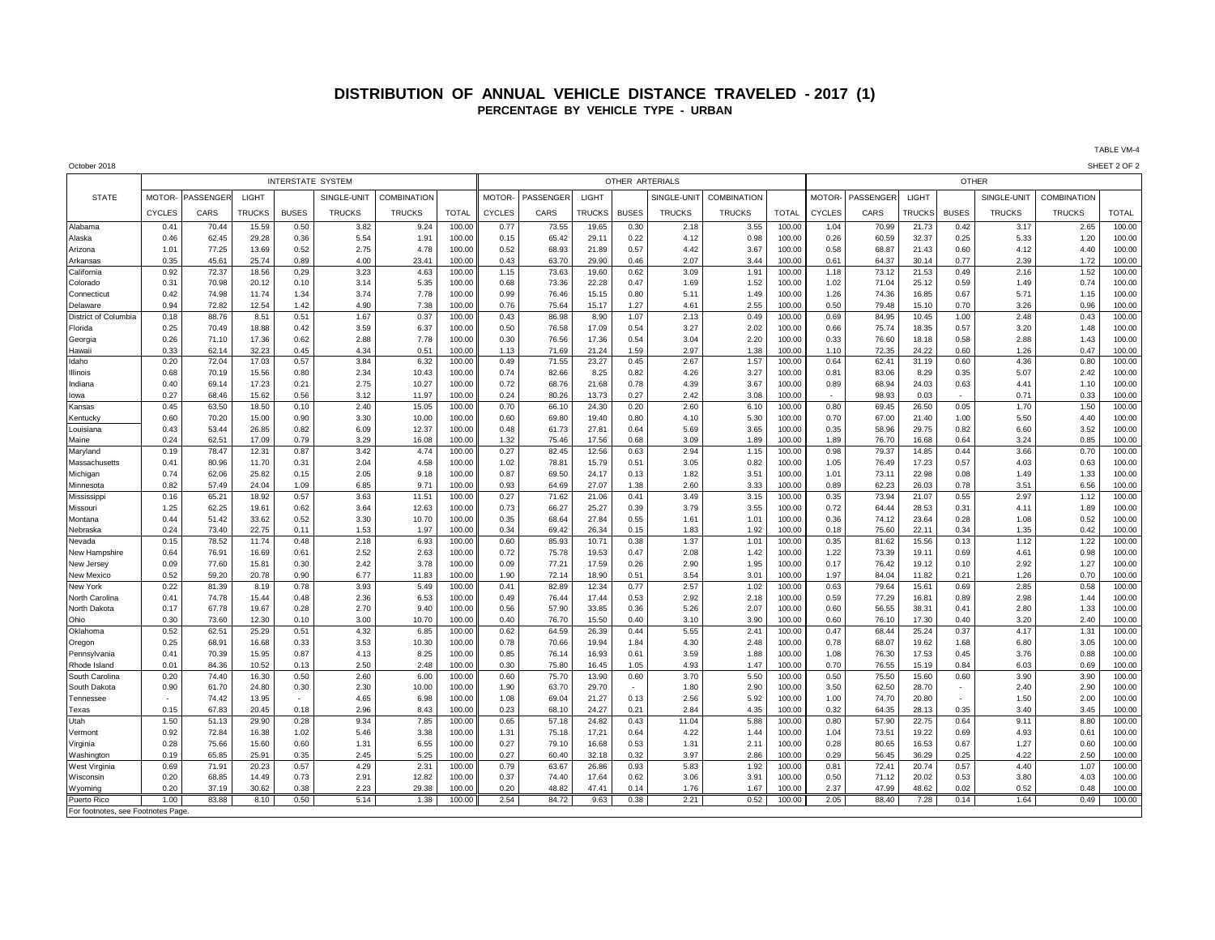# DISTRIBUTION OF ANNUAL VEHICLE DISTANCE TRAVELED - 2017 (1)

## PERCENTAGE BY VEHICLE TYPE - URBAN

TABLE VM-4

October 2018

SHEET 2 OF 2

| STATE | INTERSTATE SYSTEM | | | | | | | OTHER ARTERIALS | | | | | | | OTHER | | | | | | |
|---|---|---|---|---|---|---|---|---|---|---|---|---|---|---|---|---|---|---|---|---|---|
| | MOTOR-CYCLES | PASSENGER CARS | LIGHT TRUCKS | BUSES | SINGLE-UNIT TRUCKS | COMBINATION TRUCKS | TOTAL | MOTOR-CYCLES | PASSENGER CARS | LIGHT TRUCKS | BUSES | SINGLE-UNIT TRUCKS | COMBINATION TRUCKS | TOTAL | MOTOR-CYCLES | PASSENGER CARS | LIGHT TRUCKS | BUSES | SINGLE-UNIT TRUCKS | COMBINATION TRUCKS | TOTAL |
| Alabama | 0.41 | 70.44 | 15.59 | 0.50 | 3.82 | 9.24 | 100.00 | 0.77 | 73.55 | 19.65 | 0.30 | 2.18 | 3.55 | 100.00 | 1.04 | 70.99 | 21.73 | 0.42 | 3.17 | 2.65 | 100.00 |
| Alaska | 0.46 | 62.45 | 29.28 | 0.36 | 5.54 | 1.91 | 100.00 | 0.15 | 65.42 | 29.11 | 0.22 | 4.12 | 0.98 | 100.00 | 0.26 | 60.59 | 32.37 | 0.25 | 5.33 | 1.20 | 100.00 |
| Arizona | 1.01 | 77.25 | 13.69 | 0.52 | 2.75 | 4.78 | 100.00 | 0.52 | 68.93 | 21.89 | 0.57 | 4.42 | 3.67 | 100.00 | 0.58 | 68.87 | 21.43 | 0.60 | 4.12 | 4.40 | 100.00 |
| Arkansas | 0.35 | 45.61 | 25.74 | 0.89 | 4.00 | 23.41 | 100.00 | 0.43 | 63.70 | 29.90 | 0.46 | 2.07 | 3.44 | 100.00 | 0.61 | 64.37 | 30.14 | 0.77 | 2.39 | 1.72 | 100.00 |
| California | 0.92 | 72.37 | 18.56 | 0.29 | 3.23 | 4.63 | 100.00 | 1.15 | 73.63 | 19.60 | 0.62 | 3.09 | 1.91 | 100.00 | 1.18 | 73.12 | 21.53 | 0.49 | 2.16 | 1.52 | 100.00 |
| Colorado | 0.31 | 70.98 | 20.12 | 0.10 | 3.14 | 5.35 | 100.00 | 0.68 | 73.36 | 22.28 | 0.47 | 1.69 | 1.52 | 100.00 | 1.02 | 71.04 | 25.12 | 0.59 | 1.49 | 0.74 | 100.00 |
| Connecticut | 0.42 | 74.98 | 11.74 | 1.34 | 3.74 | 7.78 | 100.00 | 0.99 | 76.46 | 15.15 | 0.80 | 5.11 | 1.49 | 100.00 | 1.26 | 74.36 | 16.85 | 0.67 | 5.71 | 1.15 | 100.00 |
| Delaware | 0.94 | 72.82 | 12.54 | 1.42 | 4.90 | 7.38 | 100.00 | 0.76 | 75.64 | 15.17 | 1.27 | 4.61 | 2.55 | 100.00 | 0.50 | 79.48 | 15.10 | 0.70 | 3.26 | 0.96 | 100.00 |
| District of Columbia | 0.18 | 88.76 | 8.51 | 0.51 | 1.67 | 0.37 | 100.00 | 0.43 | 86.98 | 8.90 | 1.07 | 2.13 | 0.49 | 100.00 | 0.69 | 84.95 | 10.45 | 1.00 | 2.48 | 0.43 | 100.00 |
| Florida | 0.25 | 70.49 | 18.88 | 0.42 | 3.59 | 6.37 | 100.00 | 0.50 | 76.58 | 17.09 | 0.54 | 3.27 | 2.02 | 100.00 | 0.66 | 75.74 | 18.35 | 0.57 | 3.20 | 1.48 | 100.00 |
| Georgia | 0.26 | 71.10 | 17.36 | 0.62 | 2.88 | 7.78 | 100.00 | 0.30 | 76.56 | 17.36 | 0.54 | 3.04 | 2.20 | 100.00 | 0.33 | 76.60 | 18.18 | 0.58 | 2.88 | 1.43 | 100.00 |
| Hawaii | 0.33 | 62.14 | 32.23 | 0.45 | 4.34 | 0.51 | 100.00 | 1.13 | 71.69 | 21.24 | 1.59 | 2.97 | 1.38 | 100.00 | 1.10 | 72.35 | 24.22 | 0.60 | 1.26 | 0.47 | 100.00 |
| Idaho | 0.20 | 72.04 | 17.03 | 0.57 | 3.84 | 6.32 | 100.00 | 0.49 | 71.55 | 23.27 | 0.45 | 2.67 | 1.57 | 100.00 | 0.64 | 62.41 | 31.19 | 0.60 | 4.36 | 0.80 | 100.00 |
| Illinois | 0.68 | 70.19 | 15.56 | 0.80 | 2.34 | 10.43 | 100.00 | 0.74 | 82.66 | 8.25 | 0.82 | 4.26 | 3.27 | 100.00 | 0.81 | 83.06 | 8.29 | 0.35 | 5.07 | 2.42 | 100.00 |
| Indiana | 0.40 | 69.14 | 17.23 | 0.21 | 2.75 | 10.27 | 100.00 | 0.72 | 68.76 | 21.68 | 0.78 | 4.39 | 3.67 | 100.00 | 0.89 | 68.94 | 24.03 | 0.63 | 4.41 | 1.10 | 100.00 |
| Iowa | 0.27 | 68.46 | 15.62 | 0.56 | 3.12 | 11.97 | 100.00 | 0.24 | 80.26 | 13.73 | 0.27 | 2.42 | 3.08 | 100.00 | - | 98.93 | 0.03 | - | 0.71 | 0.33 | 100.00 |
| Kansas | 0.45 | 63.50 | 18.50 | 0.10 | 2.40 | 15.05 | 100.00 | 0.70 | 66.10 | 24.30 | 0.20 | 2.60 | 6.10 | 100.00 | 0.80 | 69.45 | 26.50 | 0.05 | 1.70 | 1.50 | 100.00 |
| Kentucky | 0.60 | 70.20 | 15.00 | 0.90 | 3.30 | 10.00 | 100.00 | 0.60 | 69.80 | 19.40 | 0.80 | 4.10 | 5.30 | 100.00 | 0.70 | 67.00 | 21.40 | 1.00 | 5.50 | 4.40 | 100.00 |
| Louisiana | 0.43 | 53.44 | 26.85 | 0.82 | 6.09 | 12.37 | 100.00 | 0.48 | 61.73 | 27.81 | 0.64 | 5.69 | 3.65 | 100.00 | 0.35 | 58.96 | 29.75 | 0.82 | 6.60 | 3.52 | 100.00 |
| Maine | 0.24 | 62.51 | 17.09 | 0.79 | 3.29 | 16.08 | 100.00 | 1.32 | 75.46 | 17.56 | 0.68 | 3.09 | 1.89 | 100.00 | 1.89 | 76.70 | 16.68 | 0.64 | 3.24 | 0.85 | 100.00 |
| Maryland | 0.19 | 78.47 | 12.31 | 0.87 | 3.42 | 4.74 | 100.00 | 0.27 | 82.45 | 12.56 | 0.63 | 2.94 | 1.15 | 100.00 | 0.98 | 79.37 | 14.85 | 0.44 | 3.66 | 0.70 | 100.00 |
| Massachusetts | 0.41 | 80.96 | 11.70 | 0.31 | 2.04 | 4.58 | 100.00 | 1.02 | 78.81 | 15.79 | 0.51 | 3.05 | 0.82 | 100.00 | 1.05 | 76.49 | 17.23 | 0.57 | 4.03 | 0.63 | 100.00 |
| Michigan | 0.74 | 62.06 | 25.82 | 0.15 | 2.05 | 9.18 | 100.00 | 0.87 | 69.50 | 24.17 | 0.13 | 1.82 | 3.51 | 100.00 | 1.01 | 73.11 | 22.98 | 0.08 | 1.49 | 1.33 | 100.00 |
| Minnesota | 0.82 | 57.49 | 24.04 | 1.09 | 6.85 | 9.71 | 100.00 | 0.93 | 64.69 | 27.07 | 1.38 | 2.60 | 3.33 | 100.00 | 0.89 | 62.23 | 26.03 | 0.78 | 3.51 | 6.56 | 100.00 |
| Mississippi | 0.16 | 65.21 | 18.92 | 0.57 | 3.63 | 11.51 | 100.00 | 0.27 | 71.62 | 21.06 | 0.41 | 3.49 | 3.15 | 100.00 | 0.35 | 73.94 | 21.07 | 0.55 | 2.97 | 1.12 | 100.00 |
| Missouri | 1.25 | 62.25 | 19.61 | 0.62 | 3.64 | 12.63 | 100.00 | 0.73 | 66.27 | 25.27 | 0.39 | 3.79 | 3.55 | 100.00 | 0.72 | 64.44 | 28.53 | 0.31 | 4.11 | 1.89 | 100.00 |
| Montana | 0.44 | 51.42 | 33.62 | 0.52 | 3.30 | 10.70 | 100.00 | 0.35 | 68.64 | 27.84 | 0.55 | 1.61 | 1.01 | 100.00 | 0.36 | 74.12 | 23.64 | 0.28 | 1.08 | 0.52 | 100.00 |
| Nebraska | 0.24 | 73.40 | 22.75 | 0.11 | 1.53 | 1.97 | 100.00 | 0.34 | 69.42 | 26.34 | 0.15 | 1.83 | 1.92 | 100.00 | 0.18 | 75.60 | 22.11 | 0.34 | 1.35 | 0.42 | 100.00 |
| Nevada | 0.15 | 78.52 | 11.74 | 0.48 | 2.18 | 6.93 | 100.00 | 0.60 | 85.93 | 10.71 | 0.38 | 1.37 | 1.01 | 100.00 | 0.35 | 81.62 | 15.56 | 0.13 | 1.12 | 1.22 | 100.00 |
| New Hampshire | 0.64 | 76.91 | 16.69 | 0.61 | 2.52 | 2.63 | 100.00 | 0.72 | 75.78 | 19.53 | 0.47 | 2.08 | 1.42 | 100.00 | 1.22 | 73.39 | 19.11 | 0.69 | 4.61 | 0.98 | 100.00 |
| New Jersey | 0.09 | 77.60 | 15.81 | 0.30 | 2.42 | 3.78 | 100.00 | 0.09 | 77.21 | 17.59 | 0.26 | 2.90 | 1.95 | 100.00 | 0.17 | 76.42 | 19.12 | 0.10 | 2.92 | 1.27 | 100.00 |
| New Mexico | 0.52 | 59.20 | 20.78 | 0.90 | 6.77 | 11.83 | 100.00 | 1.90 | 72.14 | 18.90 | 0.51 | 3.54 | 3.01 | 100.00 | 1.97 | 84.04 | 11.82 | 0.21 | 1.26 | 0.70 | 100.00 |
| New York | 0.22 | 81.39 | 8.19 | 0.78 | 3.93 | 5.49 | 100.00 | 0.41 | 82.89 | 12.34 | 0.77 | 2.57 | 1.02 | 100.00 | 0.63 | 79.64 | 15.61 | 0.69 | 2.85 | 0.58 | 100.00 |
| North Carolina | 0.41 | 74.78 | 15.44 | 0.48 | 2.36 | 6.53 | 100.00 | 0.49 | 76.44 | 17.44 | 0.53 | 2.92 | 2.18 | 100.00 | 0.59 | 77.29 | 16.81 | 0.89 | 2.98 | 1.44 | 100.00 |
| North Dakota | 0.17 | 67.78 | 19.67 | 0.28 | 2.70 | 9.40 | 100.00 | 0.56 | 57.90 | 33.85 | 0.36 | 5.26 | 2.07 | 100.00 | 0.60 | 56.55 | 38.31 | 0.41 | 2.80 | 1.33 | 100.00 |
| Ohio | 0.30 | 73.60 | 12.30 | 0.10 | 3.00 | 10.70 | 100.00 | 0.40 | 76.70 | 15.50 | 0.40 | 3.10 | 3.90 | 100.00 | 0.60 | 76.10 | 17.30 | 0.40 | 3.20 | 2.40 | 100.00 |
| Oklahoma | 0.52 | 62.51 | 25.29 | 0.51 | 4.32 | 6.85 | 100.00 | 0.62 | 64.59 | 26.39 | 0.44 | 5.55 | 2.41 | 100.00 | 0.47 | 68.44 | 25.24 | 0.37 | 4.17 | 1.31 | 100.00 |
| Oregon | 0.25 | 68.91 | 16.68 | 0.33 | 3.53 | 10.30 | 100.00 | 0.78 | 70.66 | 19.94 | 1.84 | 4.30 | 2.48 | 100.00 | 0.78 | 68.07 | 19.62 | 1.68 | 6.80 | 3.05 | 100.00 |
| Pennsylvania | 0.41 | 70.39 | 15.95 | 0.87 | 4.13 | 8.25 | 100.00 | 0.85 | 76.14 | 16.93 | 0.61 | 3.59 | 1.88 | 100.00 | 1.08 | 76.30 | 17.53 | 0.45 | 3.76 | 0.88 | 100.00 |
| Rhode Island | 0.01 | 84.36 | 10.52 | 0.13 | 2.50 | 2.48 | 100.00 | 0.30 | 75.80 | 16.45 | 1.05 | 4.93 | 1.47 | 100.00 | 0.70 | 76.55 | 15.19 | 0.84 | 6.03 | 0.69 | 100.00 |
| South Carolina | 0.20 | 74.40 | 16.30 | 0.50 | 2.60 | 6.00 | 100.00 | 0.60 | 75.70 | 13.90 | 0.60 | 3.70 | 5.50 | 100.00 | 0.50 | 75.50 | 15.60 | 0.60 | 3.90 | 3.90 | 100.00 |
| South Dakota | 0.90 | 61.70 | 24.80 | 0.30 | 2.30 | 10.00 | 100.00 | 1.90 | 63.70 | 29.70 | - | 1.80 | 2.90 | 100.00 | 3.50 | 62.50 | 28.70 | - | 2.40 | 2.90 | 100.00 |
| Tennessee | - | 74.42 | 13.95 | - | 4.65 | 6.98 | 100.00 | 1.08 | 69.04 | 21.27 | 0.13 | 2.56 | 5.92 | 100.00 | 1.00 | 74.70 | 20.80 | - | 1.50 | 2.00 | 100.00 |
| Texas | 0.15 | 67.83 | 20.45 | 0.18 | 2.96 | 8.43 | 100.00 | 0.23 | 68.10 | 24.27 | 0.21 | 2.84 | 4.35 | 100.00 | 0.32 | 64.35 | 28.13 | 0.35 | 3.40 | 3.45 | 100.00 |
| Utah | 1.50 | 51.13 | 29.90 | 0.28 | 9.34 | 7.85 | 100.00 | 0.65 | 57.18 | 24.82 | 0.43 | 11.04 | 5.88 | 100.00 | 0.80 | 57.90 | 22.75 | 0.64 | 9.11 | 8.80 | 100.00 |
| Vermont | 0.92 | 72.84 | 16.38 | 1.02 | 5.46 | 3.38 | 100.00 | 1.31 | 75.18 | 17.21 | 0.64 | 4.22 | 1.44 | 100.00 | 1.04 | 73.51 | 19.22 | 0.69 | 4.93 | 0.61 | 100.00 |
| Virginia | 0.28 | 75.66 | 15.60 | 0.60 | 1.31 | 6.55 | 100.00 | 0.27 | 79.10 | 16.68 | 0.53 | 1.31 | 2.11 | 100.00 | 0.28 | 80.65 | 16.53 | 0.67 | 1.27 | 0.60 | 100.00 |
| Washington | 0.19 | 65.85 | 25.91 | 0.35 | 2.45 | 5.25 | 100.00 | 0.27 | 60.40 | 32.18 | 0.32 | 3.97 | 2.86 | 100.00 | 0.29 | 56.45 | 36.29 | 0.25 | 4.22 | 2.50 | 100.00 |
| West Virginia | 0.69 | 71.91 | 20.23 | 0.57 | 4.29 | 2.31 | 100.00 | 0.79 | 63.67 | 26.86 | 0.93 | 5.83 | 1.92 | 100.00 | 0.81 | 72.41 | 20.74 | 0.57 | 4.40 | 1.07 | 100.00 |
| Wisconsin | 0.20 | 68.85 | 14.49 | 0.73 | 2.91 | 12.82 | 100.00 | 0.37 | 74.40 | 17.64 | 0.62 | 3.06 | 3.91 | 100.00 | 0.50 | 71.12 | 20.02 | 0.53 | 3.80 | 4.03 | 100.00 |
| Wyoming | 0.20 | 37.19 | 30.62 | 0.38 | 2.23 | 29.38 | 100.00 | 0.20 | 48.82 | 47.41 | 0.14 | 1.76 | 1.67 | 100.00 | 2.37 | 47.99 | 48.62 | 0.02 | 0.52 | 0.48 | 100.00 |
| Puerto Rico | 1.00 | 83.88 | 8.10 | 0.50 | 5.14 | 1.38 | 100.00 | 2.54 | 84.72 | 9.63 | 0.38 | 2.21 | 0.52 | 100.00 | 2.05 | 88.40 | 7.28 | 0.14 | 1.64 | 0.49 | 100.00 |

For footnotes, see Footnotes Page.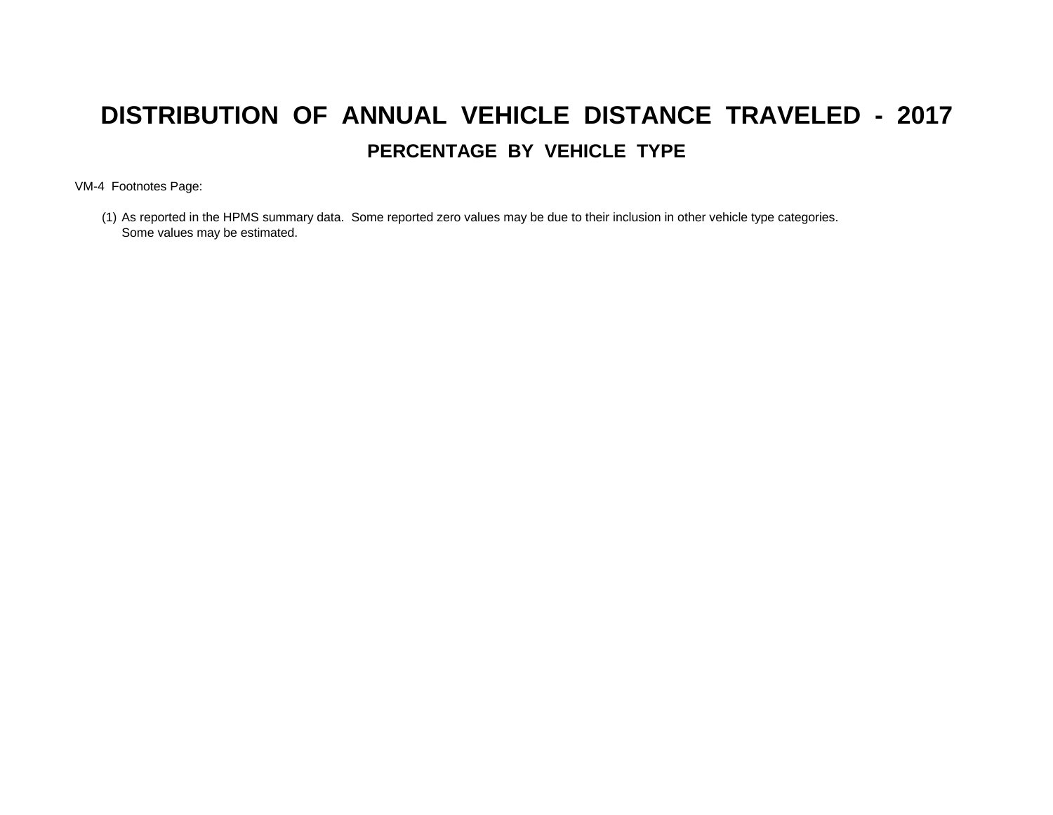# DISTRIBUTION OF ANNUAL VEHICLE DISTANCE TRAVELED - 2017

## PERCENTAGE BY VEHICLE TYPE

VM-4 Footnotes Page:

(1) As reported in the HPMS summary data. Some reported zero values may be due to their inclusion in other vehicle type categories. Some values may be estimated.